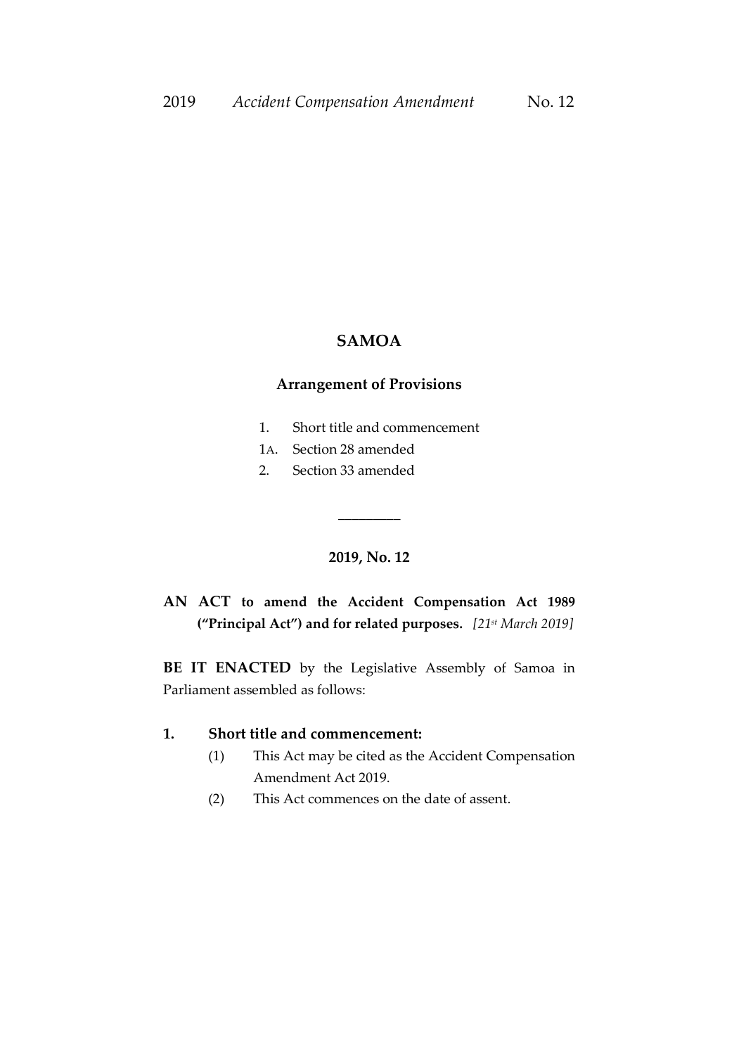# SAMOA

## Arrangement of Provisions

1. Short title and commencement
1A. Section 28 amended
2. Section 33 amended

________

## 2019, No. 12

**AN ACT to amend the Accident Compensation Act 1989 ("Principal Act") and for related purposes.** *[21st March 2019]*

**BE IT ENACTED** by the Legislative Assembly of Samoa in Parliament assembled as follows:

### 1. Short title and commencement:

(1) This Act may be cited as the Accident Compensation Amendment Act 2019.

(2) This Act commences on the date of assent.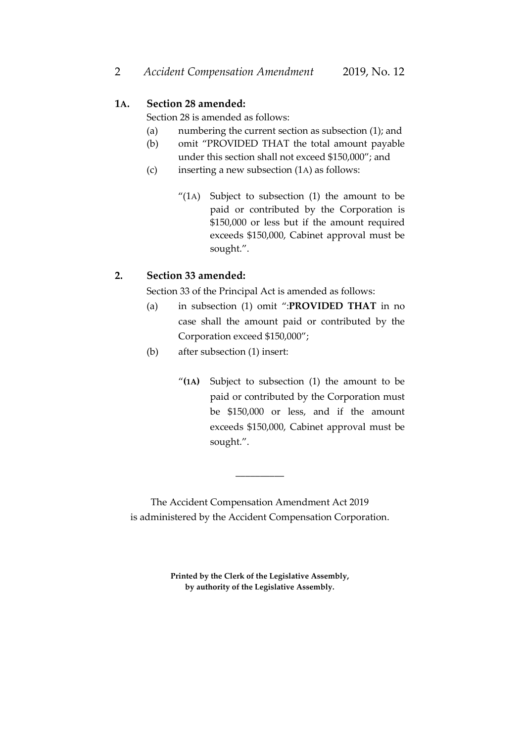**1A. Section 28 amended:**

Section 28 is amended as follows:

(a) numbering the current section as subsection (1); and

(b) omit "PROVIDED THAT the total amount payable under this section shall not exceed $150,000"; and

(c) inserting a new subsection (1A) as follows:

> "(1A) Subject to subsection (1) the amount to be paid or contributed by the Corporation is $150,000 or less but if the amount required exceeds $150,000, Cabinet approval must be sought.".

**2. Section 33 amended:**

Section 33 of the Principal Act is amended as follows:

(a) in subsection (1) omit ":**PROVIDED THAT** in no case shall the amount paid or contributed by the Corporation exceed $150,000";

(b) after subsection (1) insert:

> "**(1A)** Subject to subsection (1) the amount to be paid or contributed by the Corporation must be $150,000 or less, and if the amount exceeds $150,000, Cabinet approval must be sought.".

---

The Accident Compensation Amendment Act 2019 is administered by the Accident Compensation Corporation.

**Printed by the Clerk of the Legislative Assembly, by authority of the Legislative Assembly.**